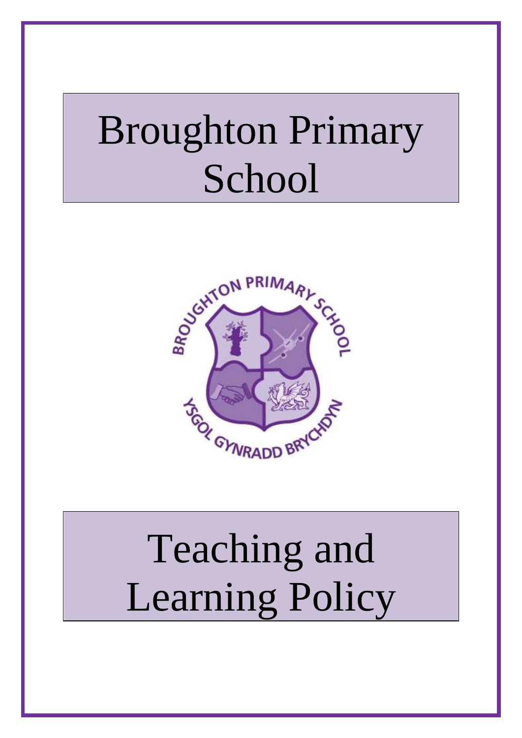# Broughton Primary School

# Teaching and Learning Policy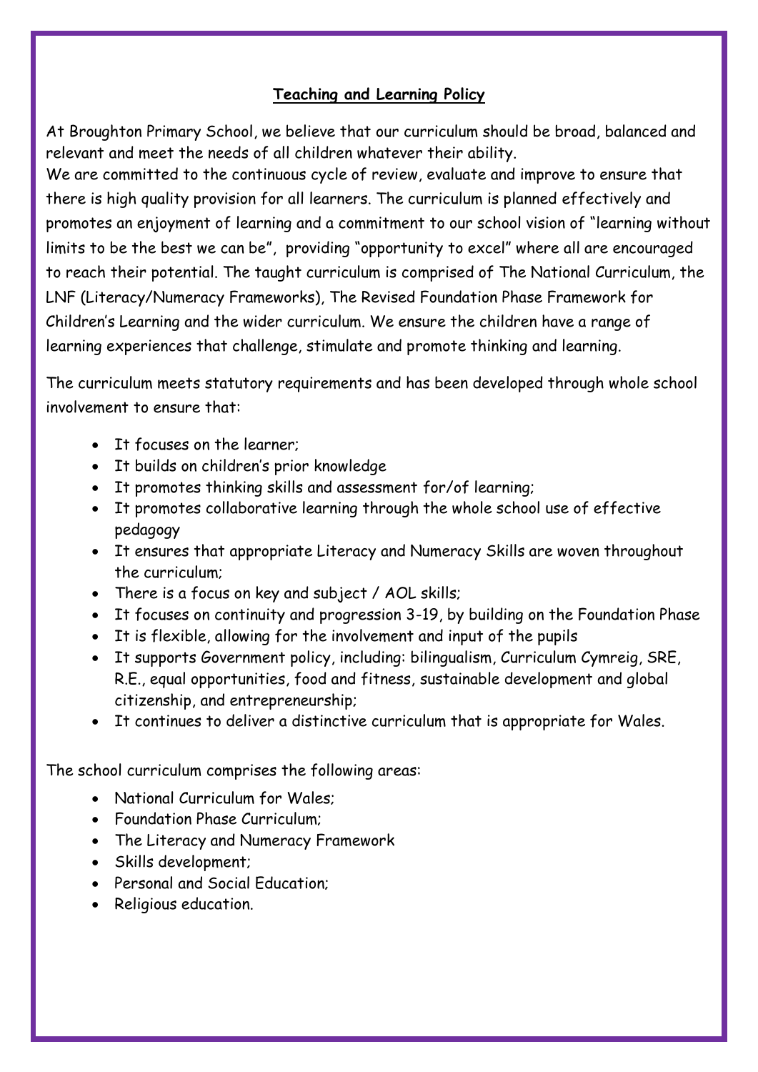**Teaching and Learning Policy**

At Broughton Primary School, we believe that our curriculum should be broad, balanced and relevant and meet the needs of all children whatever their ability.
We are committed to the continuous cycle of review, evaluate and improve to ensure that there is high quality provision for all learners. The curriculum is planned effectively and promotes an enjoyment of learning and a commitment to our school vision of "learning without limits to be the best we can be", providing "opportunity to excel" where all are encouraged to reach their potential. The taught curriculum is comprised of The National Curriculum, the LNF (Literacy/Numeracy Frameworks), The Revised Foundation Phase Framework for Children's Learning and the wider curriculum. We ensure the children have a range of learning experiences that challenge, stimulate and promote thinking and learning.

The curriculum meets statutory requirements and has been developed through whole school involvement to ensure that:

- It focuses on the learner;
- It builds on children's prior knowledge
- It promotes thinking skills and assessment for/of learning;
- It promotes collaborative learning through the whole school use of effective pedagogy
- It ensures that appropriate Literacy and Numeracy Skills are woven throughout the curriculum;
- There is a focus on key and subject / AOL skills;
- It focuses on continuity and progression 3-19, by building on the Foundation Phase
- It is flexible, allowing for the involvement and input of the pupils
- It supports Government policy, including: bilingualism, Curriculum Cymreig, SRE, R.E., equal opportunities, food and fitness, sustainable development and global citizenship, and entrepreneurship;
- It continues to deliver a distinctive curriculum that is appropriate for Wales.

The school curriculum comprises the following areas:

- National Curriculum for Wales;
- Foundation Phase Curriculum;
- The Literacy and Numeracy Framework
- Skills development;
- Personal and Social Education;
- Religious education.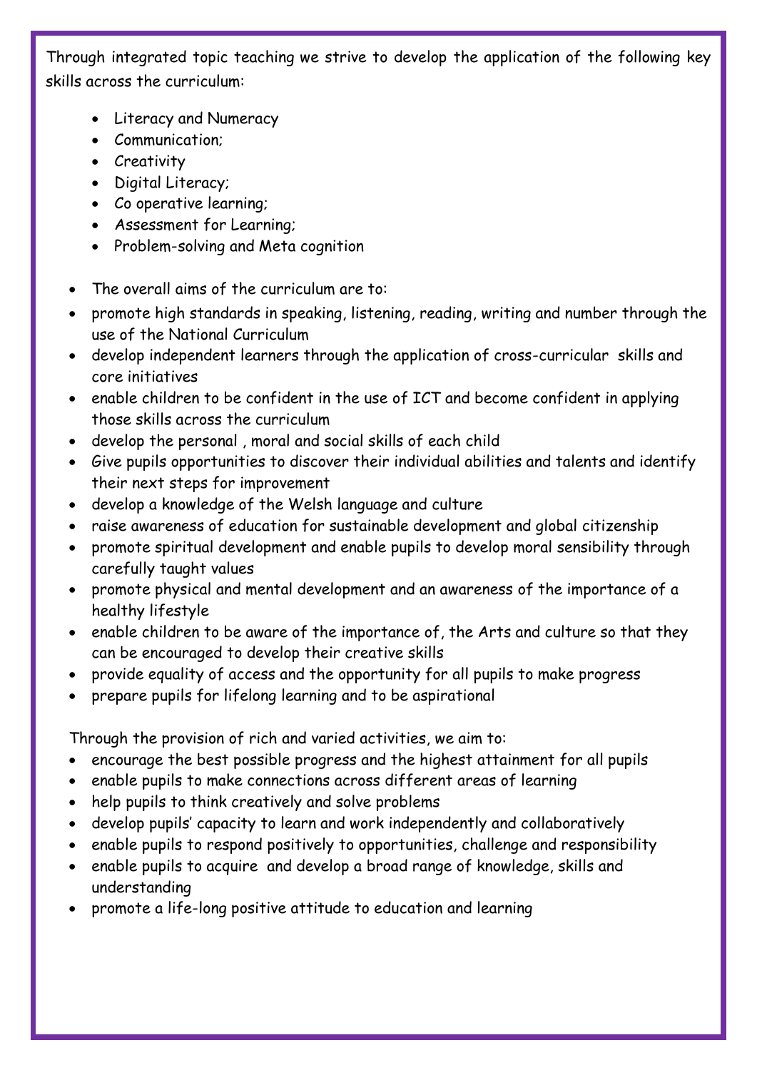Through integrated topic teaching we strive to develop the application of the following key skills across the curriculum:

- Literacy and Numeracy
- Communication;
- Creativity
- Digital Literacy;
- Co operative learning;
- Assessment for Learning;
- Problem-solving and Meta cognition

- The overall aims of the curriculum are to:
- promote high standards in speaking, listening, reading, writing and number through the use of the National Curriculum
- develop independent learners through the application of cross-curricular skills and core initiatives
- enable children to be confident in the use of ICT and become confident in applying those skills across the curriculum
- develop the personal , moral and social skills of each child
- Give pupils opportunities to discover their individual abilities and talents and identify their next steps for improvement
- develop a knowledge of the Welsh language and culture
- raise awareness of education for sustainable development and global citizenship
- promote spiritual development and enable pupils to develop moral sensibility through carefully taught values
- promote physical and mental development and an awareness of the importance of a healthy lifestyle
- enable children to be aware of the importance of, the Arts and culture so that they can be encouraged to develop their creative skills
- provide equality of access and the opportunity for all pupils to make progress
- prepare pupils for lifelong learning and to be aspirational

Through the provision of rich and varied activities, we aim to:

- encourage the best possible progress and the highest attainment for all pupils
- enable pupils to make connections across different areas of learning
- help pupils to think creatively and solve problems
- develop pupils' capacity to learn and work independently and collaboratively
- enable pupils to respond positively to opportunities, challenge and responsibility
- enable pupils to acquire and develop a broad range of knowledge, skills and understanding
- promote a life-long positive attitude to education and learning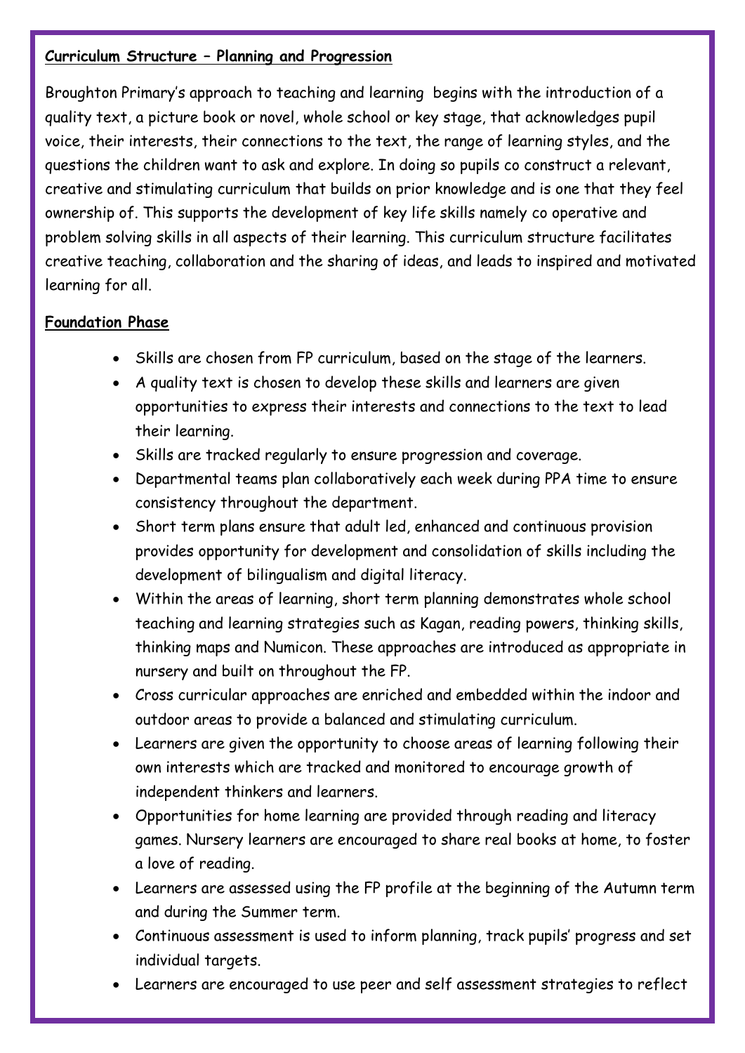**Curriculum Structure – Planning and Progression**

Broughton Primary's approach to teaching and learning begins with the introduction of a quality text, a picture book or novel, whole school or key stage, that acknowledges pupil voice, their interests, their connections to the text, the range of learning styles, and the questions the children want to ask and explore. In doing so pupils co construct a relevant, creative and stimulating curriculum that builds on prior knowledge and is one that they feel ownership of. This supports the development of key life skills namely co operative and problem solving skills in all aspects of their learning. This curriculum structure facilitates creative teaching, collaboration and the sharing of ideas, and leads to inspired and motivated learning for all.

**Foundation Phase**

- Skills are chosen from FP curriculum, based on the stage of the learners.
- A quality text is chosen to develop these skills and learners are given opportunities to express their interests and connections to the text to lead their learning.
- Skills are tracked regularly to ensure progression and coverage.
- Departmental teams plan collaboratively each week during PPA time to ensure consistency throughout the department.
- Short term plans ensure that adult led, enhanced and continuous provision provides opportunity for development and consolidation of skills including the development of bilingualism and digital literacy.
- Within the areas of learning, short term planning demonstrates whole school teaching and learning strategies such as Kagan, reading powers, thinking skills, thinking maps and Numicon. These approaches are introduced as appropriate in nursery and built on throughout the FP.
- Cross curricular approaches are enriched and embedded within the indoor and outdoor areas to provide a balanced and stimulating curriculum.
- Learners are given the opportunity to choose areas of learning following their own interests which are tracked and monitored to encourage growth of independent thinkers and learners.
- Opportunities for home learning are provided through reading and literacy games. Nursery learners are encouraged to share real books at home, to foster a love of reading.
- Learners are assessed using the FP profile at the beginning of the Autumn term and during the Summer term.
- Continuous assessment is used to inform planning, track pupils' progress and set individual targets.
- Learners are encouraged to use peer and self assessment strategies to reflect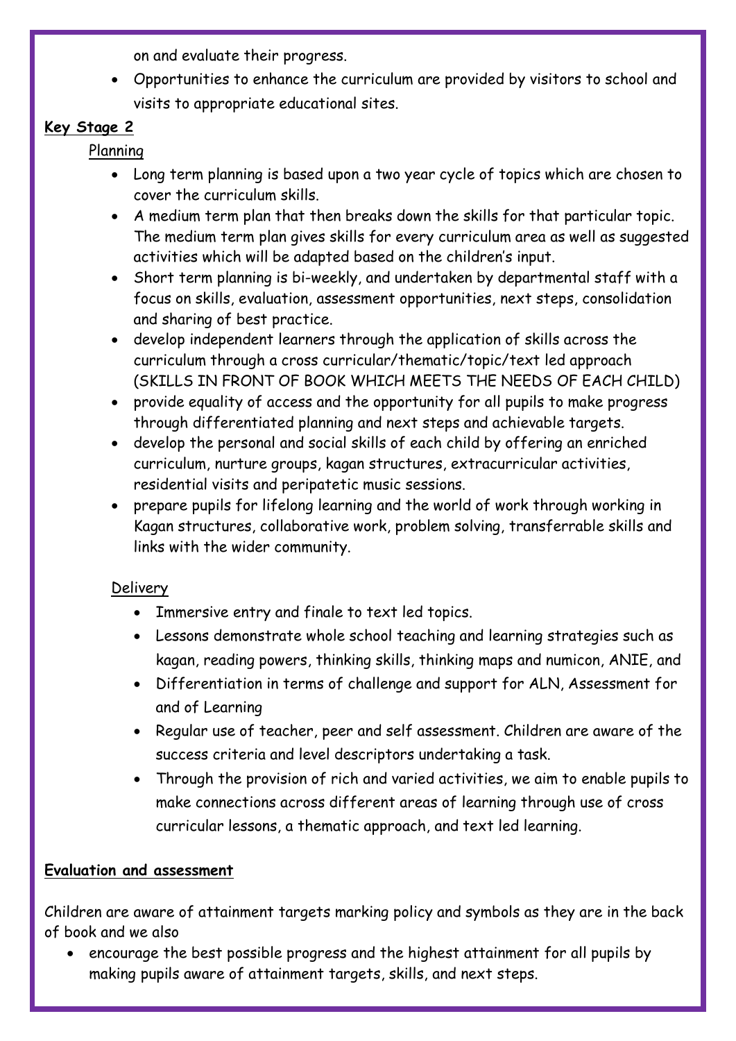on and evaluate their progress.

- Opportunities to enhance the curriculum are provided by visitors to school and visits to appropriate educational sites.

**Key Stage 2**

Planning

- Long term planning is based upon a two year cycle of topics which are chosen to cover the curriculum skills.
- A medium term plan that then breaks down the skills for that particular topic. The medium term plan gives skills for every curriculum area as well as suggested activities which will be adapted based on the children's input.
- Short term planning is bi-weekly, and undertaken by departmental staff with a focus on skills, evaluation, assessment opportunities, next steps, consolidation and sharing of best practice.
- develop independent learners through the application of skills across the curriculum through a cross curricular/thematic/topic/text led approach (SKILLS IN FRONT OF BOOK WHICH MEETS THE NEEDS OF EACH CHILD)
- provide equality of access and the opportunity for all pupils to make progress through differentiated planning and next steps and achievable targets.
- develop the personal and social skills of each child by offering an enriched curriculum, nurture groups, kagan structures, extracurricular activities, residential visits and peripatetic music sessions.
- prepare pupils for lifelong learning and the world of work through working in Kagan structures, collaborative work, problem solving, transferrable skills and links with the wider community.

Delivery

- Immersive entry and finale to text led topics.
- Lessons demonstrate whole school teaching and learning strategies such as kagan, reading powers, thinking skills, thinking maps and numicon, ANIE, and
- Differentiation in terms of challenge and support for ALN, Assessment for and of Learning
- Regular use of teacher, peer and self assessment. Children are aware of the success criteria and level descriptors undertaking a task.
- Through the provision of rich and varied activities, we aim to enable pupils to make connections across different areas of learning through use of cross curricular lessons, a thematic approach, and text led learning.

**Evaluation and assessment**

Children are aware of attainment targets marking policy and symbols as they are in the back of book and we also

- encourage the best possible progress and the highest attainment for all pupils by making pupils aware of attainment targets, skills, and next steps.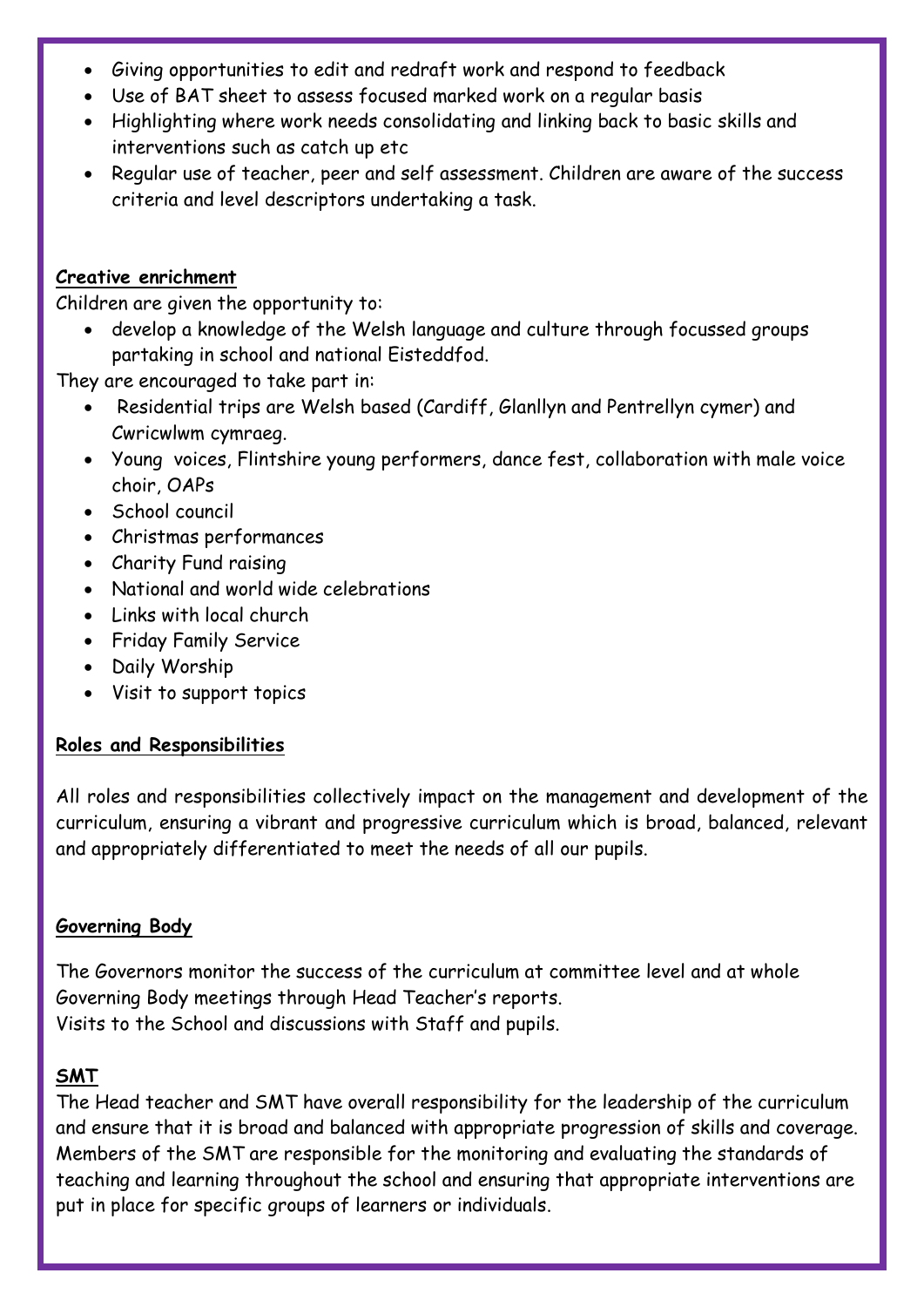- Giving opportunities to edit and redraft work and respond to feedback
- Use of BAT sheet to assess focused marked work on a regular basis
- Highlighting where work needs consolidating and linking back to basic skills and interventions such as catch up etc
- Regular use of teacher, peer and self assessment. Children are aware of the success criteria and level descriptors undertaking a task.

**Creative enrichment**

Children are given the opportunity to:

- develop a knowledge of the Welsh language and culture through focussed groups partaking in school and national Eisteddfod.

They are encouraged to take part in:

- Residential trips are Welsh based (Cardiff, Glanllyn and Pentrellyn cymer) and Cwricwlwm cymraeg.
- Young voices, Flintshire young performers, dance fest, collaboration with male voice choir, OAPs
- School council
- Christmas performances
- Charity Fund raising
- National and world wide celebrations
- Links with local church
- Friday Family Service
- Daily Worship
- Visit to support topics

**Roles and Responsibilities**

All roles and responsibilities collectively impact on the management and development of the curriculum, ensuring a vibrant and progressive curriculum which is broad, balanced, relevant and appropriately differentiated to meet the needs of all our pupils.

**Governing Body**

The Governors monitor the success of the curriculum at committee level and at whole Governing Body meetings through Head Teacher's reports.
Visits to the School and discussions with Staff and pupils.

**SMT**

The Head teacher and SMT have overall responsibility for the leadership of the curriculum and ensure that it is broad and balanced with appropriate progression of skills and coverage. Members of the SMT are responsible for the monitoring and evaluating the standards of teaching and learning throughout the school and ensuring that appropriate interventions are put in place for specific groups of learners or individuals.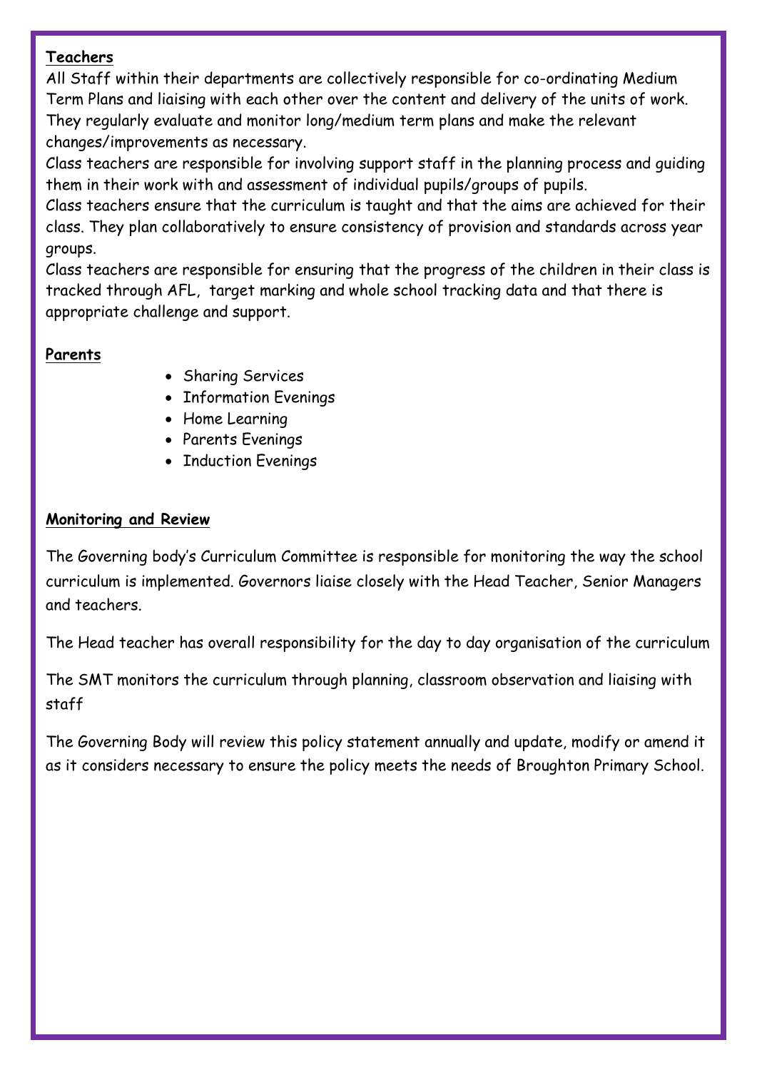**Teachers**

All Staff within their departments are collectively responsible for co-ordinating Medium Term Plans and liaising with each other over the content and delivery of the units of work. They regularly evaluate and monitor long/medium term plans and make the relevant changes/improvements as necessary.

Class teachers are responsible for involving support staff in the planning process and guiding them in their work with and assessment of individual pupils/groups of pupils.

Class teachers ensure that the curriculum is taught and that the aims are achieved for their class. They plan collaboratively to ensure consistency of provision and standards across year groups.

Class teachers are responsible for ensuring that the progress of the children in their class is tracked through AFL, target marking and whole school tracking data and that there is appropriate challenge and support.

**Parents**

- Sharing Services
- Information Evenings
- Home Learning
- Parents Evenings
- Induction Evenings

**Monitoring and Review**

The Governing body's Curriculum Committee is responsible for monitoring the way the school curriculum is implemented. Governors liaise closely with the Head Teacher, Senior Managers and teachers.

The Head teacher has overall responsibility for the day to day organisation of the curriculum

The SMT monitors the curriculum through planning, classroom observation and liaising with staff

The Governing Body will review this policy statement annually and update, modify or amend it as it considers necessary to ensure the policy meets the needs of Broughton Primary School.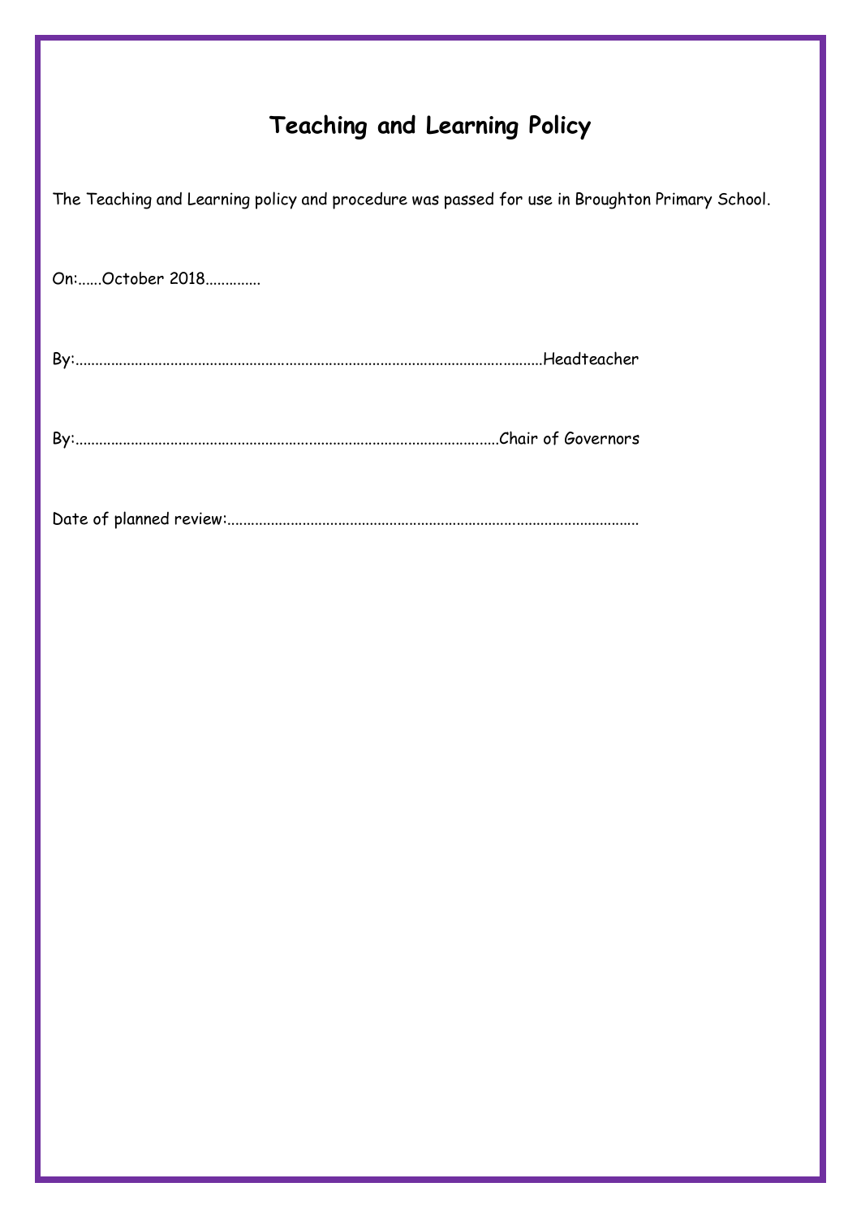# Teaching and Learning Policy

The Teaching and Learning policy and procedure was passed for use in Broughton Primary School.

On:......October 2018..............

By:.......................................................................................................................Headteacher

By:...........................................................................................................Chair of Governors

Date of planned review:........................................................................................................